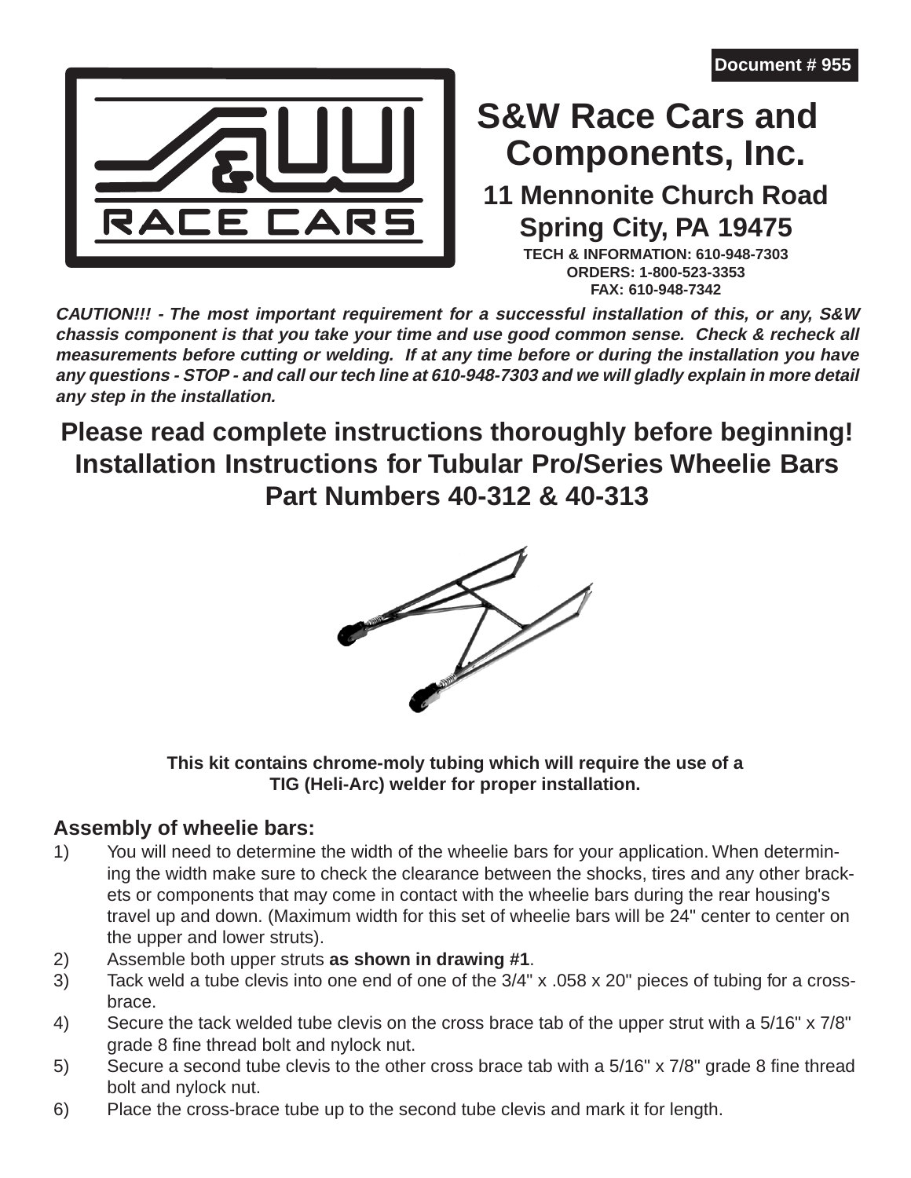Document # 955

# S&W Race Cars and Components, Inc.

## 11 Mennonite Church Road
## Spring City, PA 19475

**TECH & INFORMATION: 610-948-7303**
**ORDERS: 1-800-523-3353**
**FAX: 610-948-7342**

***CAUTION!!! - The most important requirement for a successful installation of this, or any, S&W chassis component is that you take your time and use good common sense. Check & recheck all measurements before cutting or welding. If at any time before or during the installation you have any questions - STOP - and call our tech line at 610-948-7303 and we will gladly explain in more detail any step in the installation.***

# Please read complete instructions thoroughly before beginning!
# Installation Instructions for Tubular Pro/Series Wheelie Bars
# Part Numbers 40-312 & 40-313

**This kit contains chrome-moly tubing which will require the use of a TIG (Heli-Arc) welder for proper installation.**

## Assembly of wheelie bars:

1) You will need to determine the width of the wheelie bars for your application. When determining the width make sure to check the clearance between the shocks, tires and any other brackets or components that may come in contact with the wheelie bars during the rear housing's travel up and down. (Maximum width for this set of wheelie bars will be 24" center to center on the upper and lower struts).
2) Assemble both upper struts **as shown in drawing #1**.
3) Tack weld a tube clevis into one end of one of the 3/4" x .058 x 20" pieces of tubing for a cross-brace.
4) Secure the tack welded tube clevis on the cross brace tab of the upper strut with a 5/16" x 7/8" grade 8 fine thread bolt and nylock nut.
5) Secure a second tube clevis to the other cross brace tab with a 5/16" x 7/8" grade 8 fine thread bolt and nylock nut.
6) Place the cross-brace tube up to the second tube clevis and mark it for length.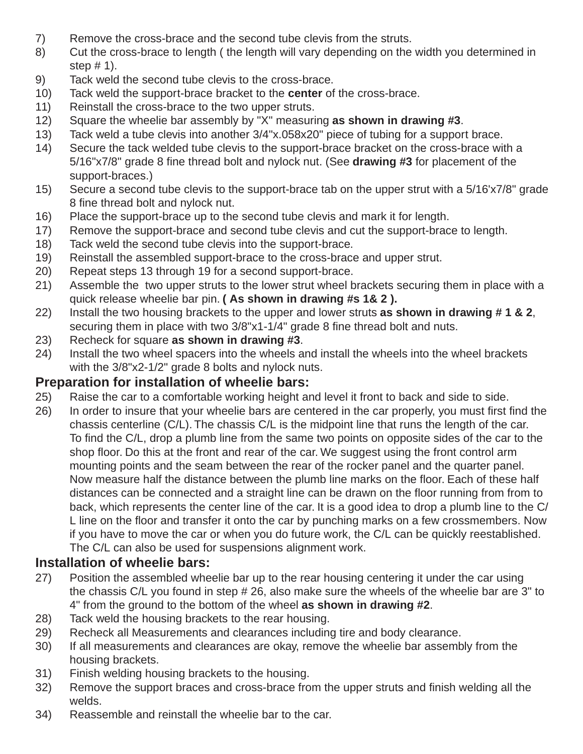7) Remove the cross-brace and the second tube clevis from the struts.
8) Cut the cross-brace to length ( the length will vary depending on the width you determined in step # 1).
9) Tack weld the second tube clevis to the cross-brace.
10) Tack weld the support-brace bracket to the **center** of the cross-brace.
11) Reinstall the cross-brace to the two upper struts.
12) Square the wheelie bar assembly by "X" measuring **as shown in drawing #3**.
13) Tack weld a tube clevis into another 3/4"x.058x20" piece of tubing for a support brace.
14) Secure the tack welded tube clevis to the support-brace bracket on the cross-brace with a 5/16"x7/8" grade 8 fine thread bolt and nylock nut. (See **drawing #3** for placement of the support-braces.)
15) Secure a second tube clevis to the support-brace tab on the upper strut with a 5/16'x7/8" grade 8 fine thread bolt and nylock nut.
16) Place the support-brace up to the second tube clevis and mark it for length.
17) Remove the support-brace and second tube clevis and cut the support-brace to length.
18) Tack weld the second tube clevis into the support-brace.
19) Reinstall the assembled support-brace to the cross-brace and upper strut.
20) Repeat steps 13 through 19 for a second support-brace.
21) Assemble the two upper struts to the lower strut wheel brackets securing them in place with a quick release wheelie bar pin. **( As shown in drawing #s 1& 2 ).**
22) Install the two housing brackets to the upper and lower struts **as shown in drawing # 1 & 2**, securing them in place with two 3/8"x1-1/4" grade 8 fine thread bolt and nuts.
23) Recheck for square **as shown in drawing #3**.
24) Install the two wheel spacers into the wheels and install the wheels into the wheel brackets with the 3/8"x2-1/2" grade 8 bolts and nylock nuts.

## Preparation for installation of wheelie bars:

25) Raise the car to a comfortable working height and level it front to back and side to side.
26) In order to insure that your wheelie bars are centered in the car properly, you must first find the chassis centerline (C/L). The chassis C/L is the midpoint line that runs the length of the car. To find the C/L, drop a plumb line from the same two points on opposite sides of the car to the shop floor. Do this at the front and rear of the car. We suggest using the front control arm mounting points and the seam between the rear of the rocker panel and the quarter panel. Now measure half the distance between the plumb line marks on the floor. Each of these half distances can be connected and a straight line can be drawn on the floor running from from to back, which represents the center line of the car. It is a good idea to drop a plumb line to the C/L line on the floor and transfer it onto the car by punching marks on a few crossmembers. Now if you have to move the car or when you do future work, the C/L can be quickly reestablished. The C/L can also be used for suspensions alignment work.

## Installation of wheelie bars:

27) Position the assembled wheelie bar up to the rear housing centering it under the car using the chassis C/L you found in step # 26, also make sure the wheels of the wheelie bar are 3" to 4" from the ground to the bottom of the wheel **as shown in drawing #2**.
28) Tack weld the housing brackets to the rear housing.
29) Recheck all Measurements and clearances including tire and body clearance.
30) If all measurements and clearances are okay, remove the wheelie bar assembly from the housing brackets.
31) Finish welding housing brackets to the housing.
32) Remove the support braces and cross-brace from the upper struts and finish welding all the welds.
34) Reassemble and reinstall the wheelie bar to the car.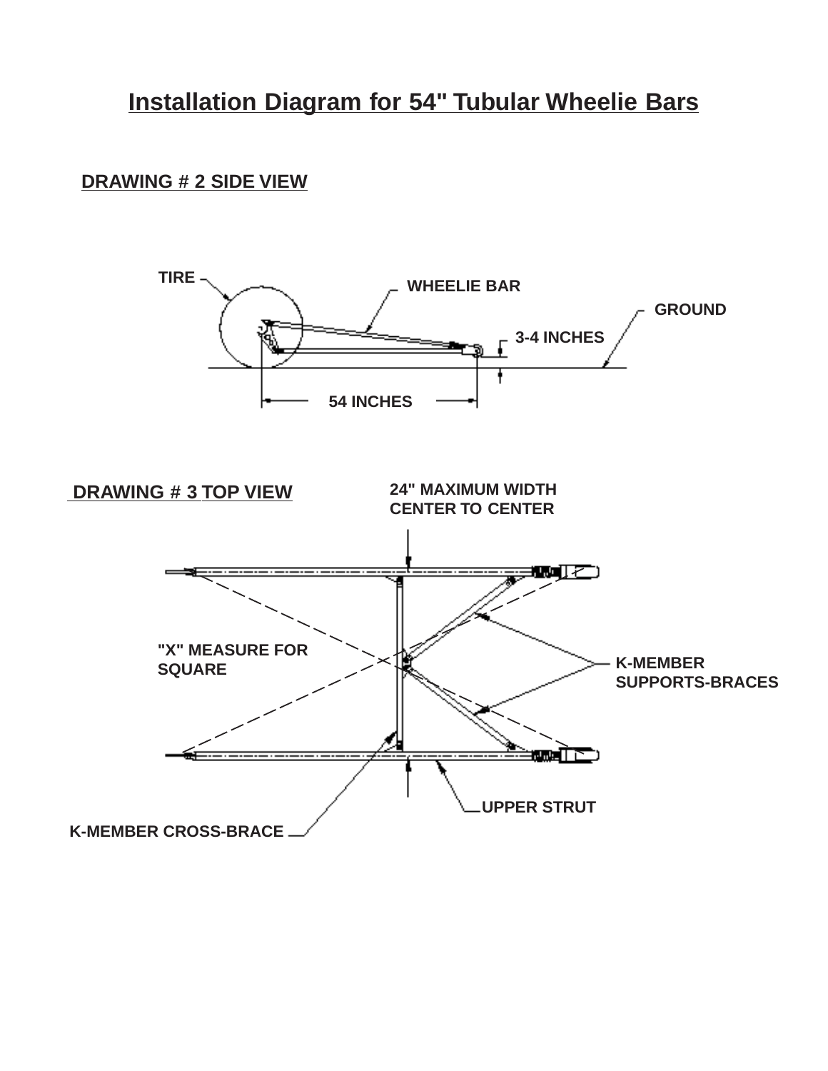# Installation Diagram for 54" Tubular Wheelie Bars

## DRAWING # 2 SIDE VIEW

TIRE

WHEELIE BAR

GROUND

3-4 INCHES

54 INCHES

## DRAWING # 3 TOP VIEW

24" MAXIMUM WIDTH
CENTER TO CENTER

"X" MEASURE FOR
SQUARE

K-MEMBER
SUPPORTS-BRACES

UPPER STRUT

K-MEMBER CROSS-BRACE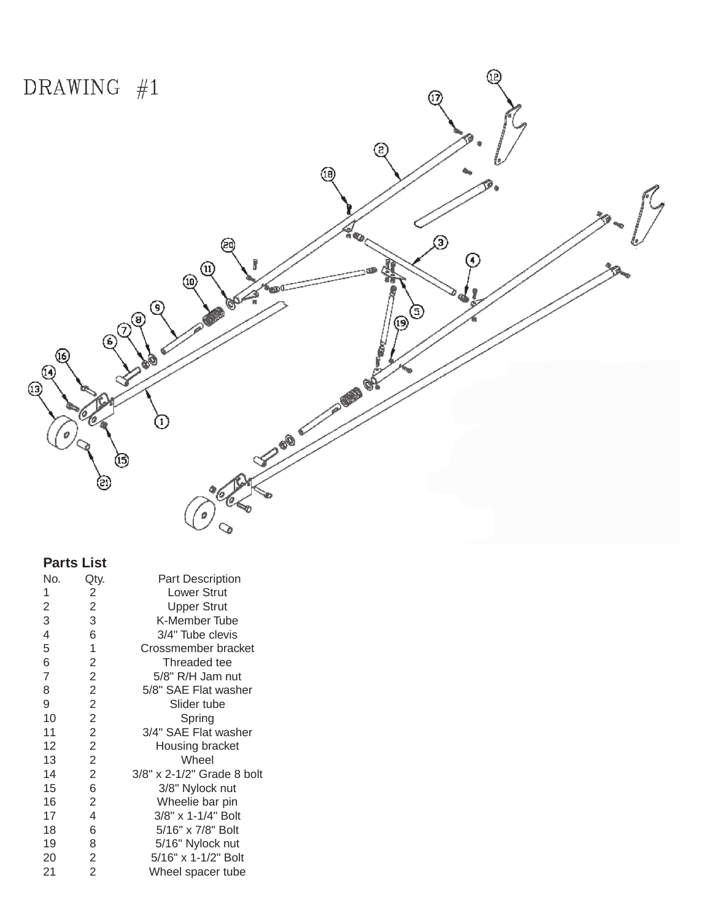DRAWING #1

1

2

3

4

5

6

7

8

9

10

11

12

13

14

15

16

17

18

19

20

21

**Parts List**

| No. | Qty. | Part Description |
|---|---|---|
| 1 | 2 | Lower Strut |
| 2 | 2 | Upper Strut |
| 3 | 3 | K-Member Tube |
| 4 | 6 | 3/4" Tube clevis |
| 5 | 1 | Crossmember bracket |
| 6 | 2 | Threaded tee |
| 7 | 2 | 5/8" R/H Jam nut |
| 8 | 2 | 5/8" SAE Flat washer |
| 9 | 2 | Slider tube |
| 10 | 2 | Spring |
| 11 | 2 | 3/4" SAE Flat washer |
| 12 | 2 | Housing bracket |
| 13 | 2 | Wheel |
| 14 | 2 | 3/8" x 2-1/2" Grade 8 bolt |
| 15 | 6 | 3/8" Nylock nut |
| 16 | 2 | Wheelie bar pin |
| 17 | 4 | 3/8" x 1-1/4" Bolt |
| 18 | 6 | 5/16" x 7/8" Bolt |
| 19 | 8 | 5/16" Nylock nut |
| 20 | 2 | 5/16" x 1-1/2" Bolt |
| 21 | 2 | Wheel spacer tube |